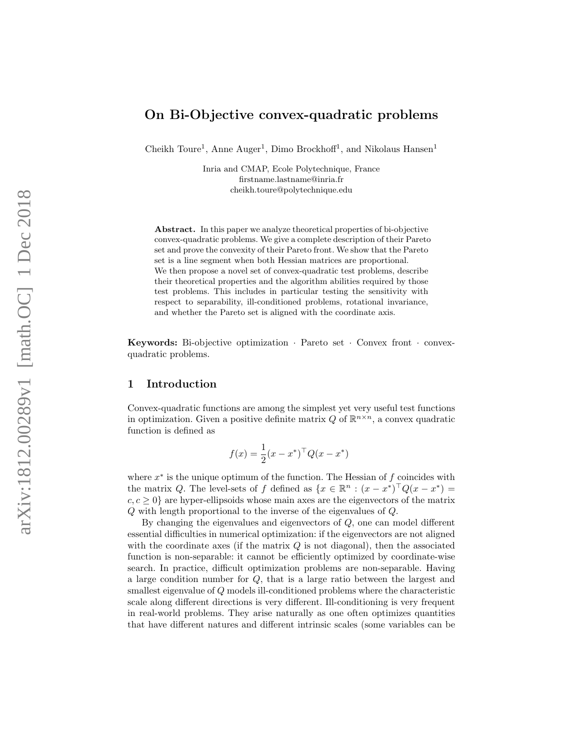# On Bi-Objective convex-quadratic problems

Cheikh Toure[1], Anne Auger[1], Dimo Brockhoff[1], and Nikolaus Hansen[1]

Inria and CMAP, Ecole Polytechnique, France
firstname.lastname@inria.fr
cheikh.toure@polytechnique.edu

**Abstract.** In this paper we analyze theoretical properties of bi-objective convex-quadratic problems. We give a complete description of their Pareto set and prove the convexity of their Pareto front. We show that the Pareto set is a line segment when both Hessian matrices are proportional. We then propose a novel set of convex-quadratic test problems, describe their theoretical properties and the algorithm abilities required by those test problems. This includes in particular testing the sensitivity with respect to separability, ill-conditioned problems, rotational invariance, and whether the Pareto set is aligned with the coordinate axis.

**Keywords:** Bi-objective optimization · Pareto set · Convex front · convex-quadratic problems.

## 1 Introduction

Convex-quadratic functions are among the simplest yet very useful test functions in optimization. Given a positive definite matrix $Q$ of $\mathbb{R}^{n \times n}$, a convex quadratic function is defined as

$$f(x) = \frac{1}{2}(x - x^*)^\top Q(x - x^*)$$

where $x^*$ is the unique optimum of the function. The Hessian of $f$ coincides with the matrix $Q$. The level-sets of $f$ defined as $\{x \in \mathbb{R}^n : (x - x^*)^\top Q(x - x^*) = c, c \geq 0\}$ are hyper-ellipsoids whose main axes are the eigenvectors of the matrix $Q$ with length proportional to the inverse of the eigenvalues of $Q$.

By changing the eigenvalues and eigenvectors of $Q$, one can model different essential difficulties in numerical optimization: if the eigenvectors are not aligned with the coordinate axes (if the matrix $Q$ is not diagonal), then the associated function is non-separable: it cannot be efficiently optimized by coordinate-wise search. In practice, difficult optimization problems are non-separable. Having a large condition number for $Q$, that is a large ratio between the largest and smallest eigenvalue of $Q$ models ill-conditioned problems where the characteristic scale along different directions is very different. Ill-conditioning is very frequent in real-world problems. They arise naturally as one often optimizes quantities that have different natures and different intrinsic scales (some variables can be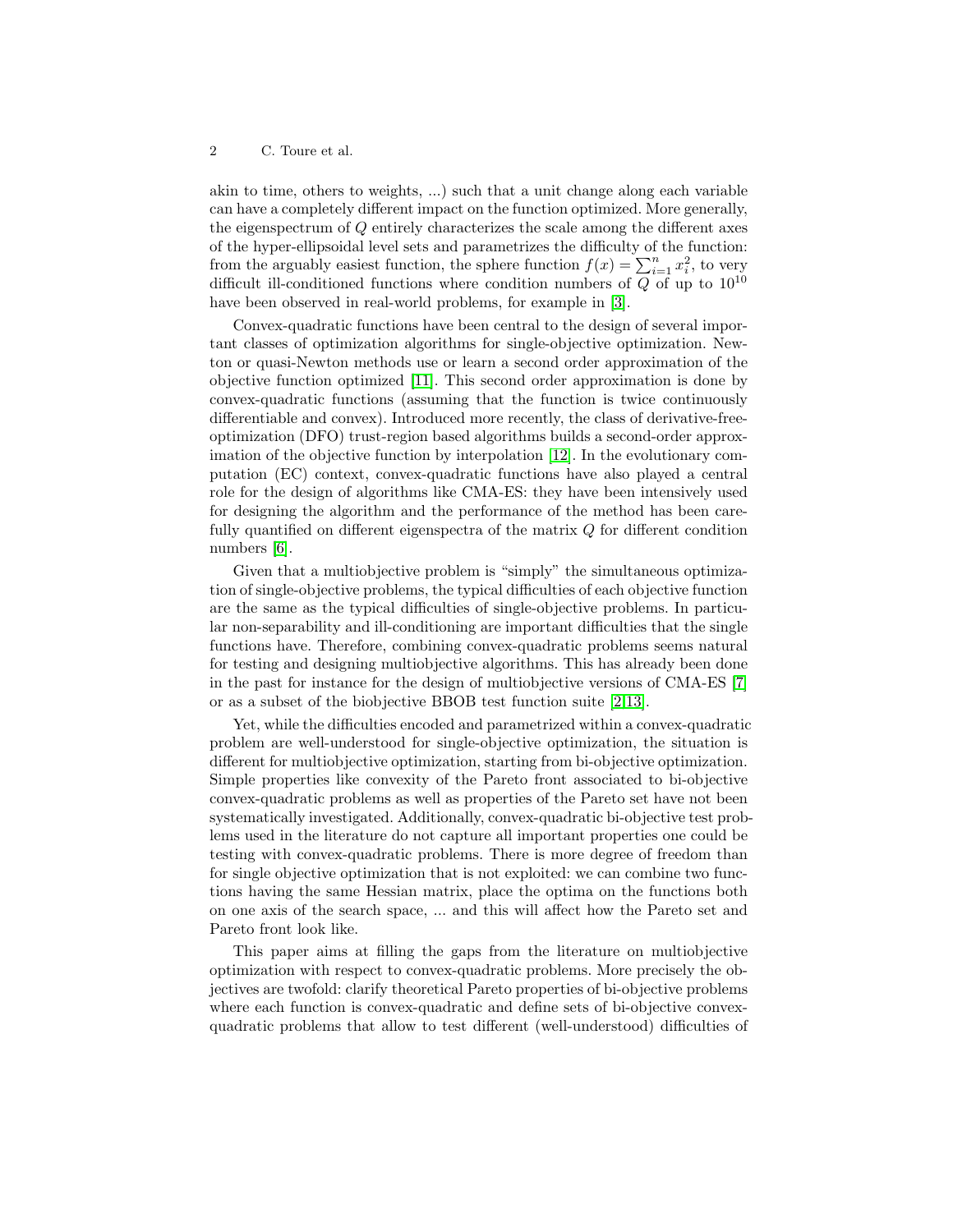akin to time, others to weights, ...) such that a unit change along each variable can have a completely different impact on the function optimized. More generally, the eigenspectrum of $Q$ entirely characterizes the scale among the different axes of the hyper-ellipsoidal level sets and parametrizes the difficulty of the function: from the arguably easiest function, the sphere function $f(x) = \sum_{i=1}^{n} x_i^2$, to very difficult ill-conditioned functions where condition numbers of $Q$ of up to $10^{10}$ have been observed in real-world problems, for example in [3].

Convex-quadratic functions have been central to the design of several important classes of optimization algorithms for single-objective optimization. Newton or quasi-Newton methods use or learn a second order approximation of the objective function optimized [11]. This second order approximation is done by convex-quadratic functions (assuming that the function is twice continuously differentiable and convex). Introduced more recently, the class of derivative-free-optimization (DFO) trust-region based algorithms builds a second-order approximation of the objective function by interpolation [12]. In the evolutionary computation (EC) context, convex-quadratic functions have also played a central role for the design of algorithms like CMA-ES: they have been intensively used for designing the algorithm and the performance of the method has been carefully quantified on different eigenspectra of the matrix $Q$ for different condition numbers [6].

Given that a multiobjective problem is "simply" the simultaneous optimization of single-objective problems, the typical difficulties of each objective function are the same as the typical difficulties of single-objective problems. In particular non-separability and ill-conditioning are important difficulties that the single functions have. Therefore, combining convex-quadratic problems seems natural for testing and designing multiobjective algorithms. This has already been done in the past for instance for the design of multiobjective versions of CMA-ES [7] or as a subset of the biobjective BBOB test function suite [2,13].

Yet, while the difficulties encoded and parametrized within a convex-quadratic problem are well-understood for single-objective optimization, the situation is different for multiobjective optimization, starting from bi-objective optimization. Simple properties like convexity of the Pareto front associated to bi-objective convex-quadratic problems as well as properties of the Pareto set have not been systematically investigated. Additionally, convex-quadratic bi-objective test problems used in the literature do not capture all important properties one could be testing with convex-quadratic problems. There is more degree of freedom than for single objective optimization that is not exploited: we can combine two functions having the same Hessian matrix, place the optima on the functions both on one axis of the search space, ... and this will affect how the Pareto set and Pareto front look like.

This paper aims at filling the gaps from the literature on multiobjective optimization with respect to convex-quadratic problems. More precisely the objectives are twofold: clarify theoretical Pareto properties of bi-objective problems where each function is convex-quadratic and define sets of bi-objective convex-quadratic problems that allow to test different (well-understood) difficulties of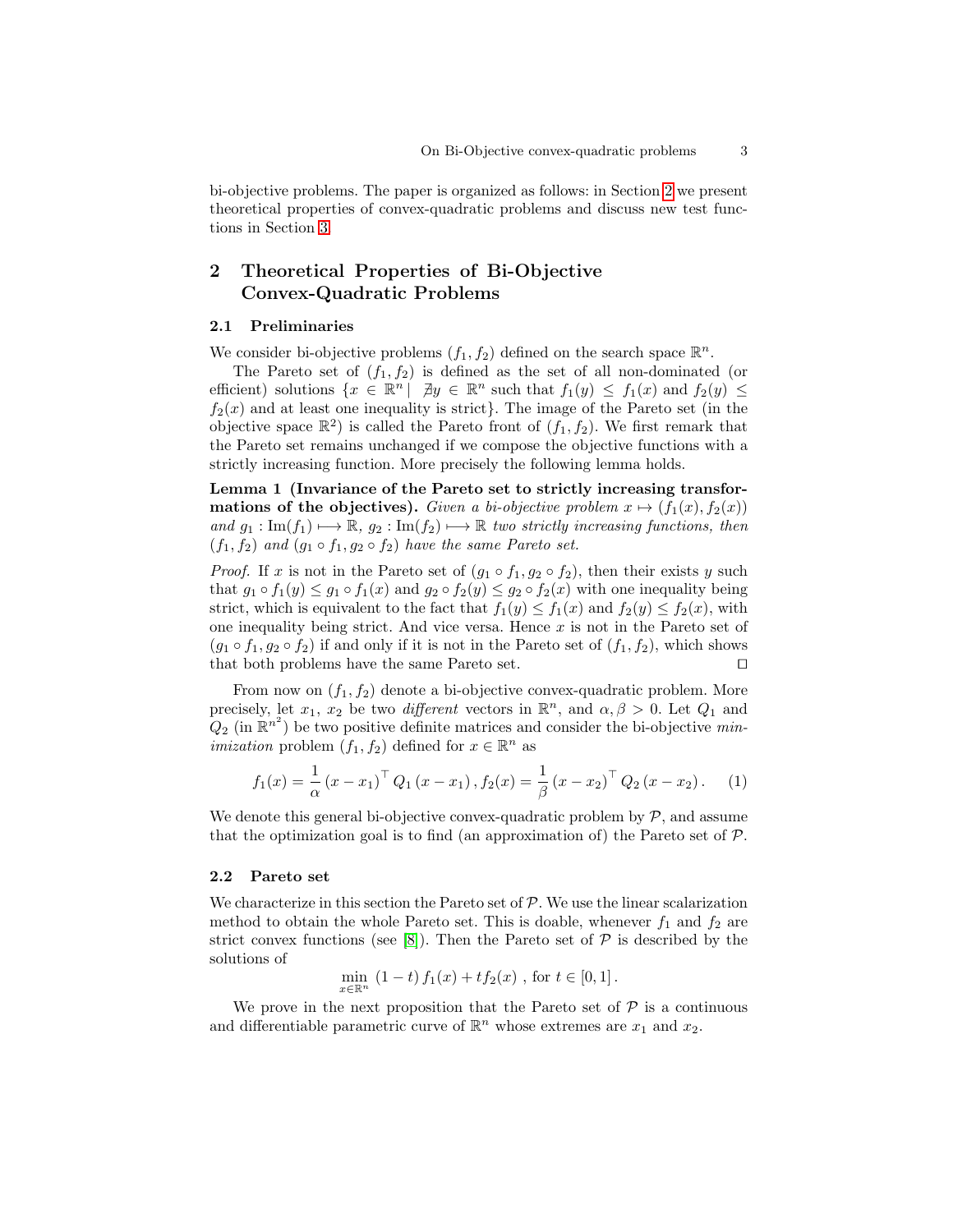bi-objective problems. The paper is organized as follows: in Section 2 we present theoretical properties of convex-quadratic problems and discuss new test functions in Section 3.

## 2 Theoretical Properties of Bi-Objective Convex-Quadratic Problems

### 2.1 Preliminaries

We consider bi-objective problems $(f_1, f_2)$ defined on the search space $\mathbb{R}^n$.

The Pareto set of $(f_1, f_2)$ is defined as the set of all non-dominated (or efficient) solutions $\{x \in \mathbb{R}^n \mid \nexists y \in \mathbb{R}^n$ such that $f_1(y) \leq f_1(x)$ and $f_2(y) \leq f_2(x)$ and at least one inequality is strict$\}$. The image of the Pareto set (in the objective space $\mathbb{R}^2$) is called the Pareto front of $(f_1, f_2)$. We first remark that the Pareto set remains unchanged if we compose the objective functions with a strictly increasing function. More precisely the following lemma holds.

**Lemma 1 (Invariance of the Pareto set to strictly increasing transformations of the objectives).** *Given a bi-objective problem $x \mapsto (f_1(x), f_2(x))$ and $g_1 : \mathrm{Im}(f_1) \longmapsto \mathbb{R}$, $g_2 : \mathrm{Im}(f_2) \longmapsto \mathbb{R}$ two strictly increasing functions, then $(f_1, f_2)$ and $(g_1 \circ f_1, g_2 \circ f_2)$ have the same Pareto set.*

*Proof.* If $x$ is not in the Pareto set of $(g_1 \circ f_1, g_2 \circ f_2)$, then their exists $y$ such that $g_1 \circ f_1(y) \leq g_1 \circ f_1(x)$ and $g_2 \circ f_2(y) \leq g_2 \circ f_2(x)$ with one inequality being strict, which is equivalent to the fact that $f_1(y) \leq f_1(x)$ and $f_2(y) \leq f_2(x)$, with one inequality being strict. And vice versa. Hence $x$ is not in the Pareto set of $(g_1 \circ f_1, g_2 \circ f_2)$ if and only if it is not in the Pareto set of $(f_1, f_2)$, which shows that both problems have the same Pareto set. $\square$

From now on $(f_1, f_2)$ denote a bi-objective convex-quadratic problem. More precisely, let $x_1$, $x_2$ be two *different* vectors in $\mathbb{R}^n$, and $\alpha, \beta > 0$. Let $Q_1$ and $Q_2$ (in $\mathbb{R}^{n^2}$) be two positive definite matrices and consider the bi-objective *minimization* problem $(f_1, f_2)$ defined for $x \in \mathbb{R}^n$ as

$$f_1(x) = \frac{1}{\alpha} (x - x_1)^\top Q_1 (x - x_1), f_2(x) = \frac{1}{\beta} (x - x_2)^\top Q_2 (x - x_2). \quad (1)$$

We denote this general bi-objective convex-quadratic problem by $\mathcal{P}$, and assume that the optimization goal is to find (an approximation of) the Pareto set of $\mathcal{P}$.

### 2.2 Pareto set

We characterize in this section the Pareto set of $\mathcal{P}$. We use the linear scalarization method to obtain the whole Pareto set. This is doable, whenever $f_1$ and $f_2$ are strict convex functions (see [8]). Then the Pareto set of $\mathcal{P}$ is described by the solutions of

$$\min_{x \in \mathbb{R}^n} (1 - t) f_1(x) + t f_2(x) \text{ , for } t \in [0, 1] .$$

We prove in the next proposition that the Pareto set of $\mathcal{P}$ is a continuous and differentiable parametric curve of $\mathbb{R}^n$ whose extremes are $x_1$ and $x_2$.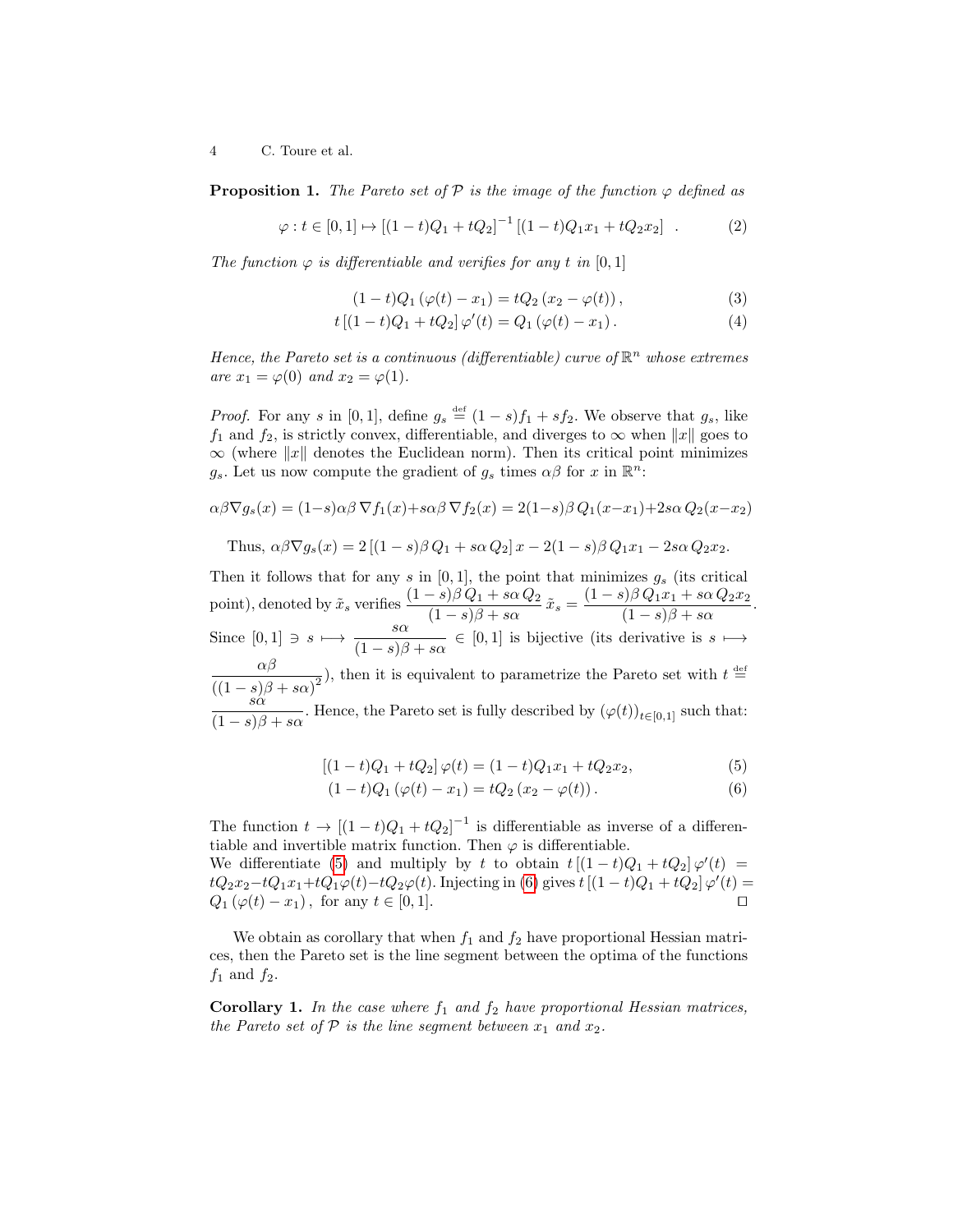**Proposition 1.** *The Pareto set of $\mathcal{P}$ is the image of the function $\varphi$ defined as*

$$\varphi : t \in [0,1] \mapsto \left[(1-t)Q_1 + tQ_2\right]^{-1} \left[(1-t)Q_1 x_1 + tQ_2 x_2\right] \quad . \tag{2}$$

*The function $\varphi$ is differentiable and verifies for any $t$ in $[0,1]$*

$$(1-t)Q_1 \left(\varphi(t) - x_1\right) = tQ_2 \left(x_2 - \varphi(t)\right), \tag{3}$$

$$t\left[(1-t)Q_1 + tQ_2\right] \varphi'(t) = Q_1 \left(\varphi(t) - x_1\right). \tag{4}$$

*Hence, the Pareto set is a continuous (differentiable) curve of $\mathbb{R}^n$ whose extremes are $x_1 = \varphi(0)$ and $x_2 = \varphi(1)$.*

*Proof.* For any $s$ in $[0,1]$, define $g_s \stackrel{\text{def}}{=} (1-s)f_1 + sf_2$. We observe that $g_s$, like $f_1$ and $f_2$, is strictly convex, differentiable, and diverges to $\infty$ when $\|x\|$ goes to $\infty$ (where $\|x\|$ denotes the Euclidean norm). Then its critical point minimizes $g_s$. Let us now compute the gradient of $g_s$ times $\alpha\beta$ for $x$ in $\mathbb{R}^n$:

$$\alpha\beta\nabla g_s(x) = (1-s)\alpha\beta\, \nabla f_1(x) + s\alpha\beta\, \nabla f_2(x) = 2(1-s)\beta\, Q_1(x-x_1) + 2s\alpha\, Q_2(x-x_2)$$

Thus, $\alpha\beta\nabla g_s(x) = 2\left[(1-s)\beta\, Q_1 + s\alpha\, Q_2\right]x - 2(1-s)\beta\, Q_1 x_1 - 2s\alpha\, Q_2 x_2$.

Then it follows that for any $s$ in $[0,1]$, the point that minimizes $g_s$ (its critical point), denoted by $\tilde{x}_s$ verifies $\dfrac{(1-s)\beta\, Q_1 + s\alpha\, Q_2}{(1-s)\beta + s\alpha}\, \tilde{x}_s = \dfrac{(1-s)\beta\, Q_1 x_1 + s\alpha\, Q_2 x_2}{(1-s)\beta + s\alpha}$. Since $[0,1] \ni s \longmapsto \dfrac{s\alpha}{(1-s)\beta + s\alpha} \in [0,1]$ is bijective (its derivative is $s \longmapsto \dfrac{\alpha\beta}{\left((1-s)\beta + s\alpha\right)^2}$), then it is equivalent to parametrize the Pareto set with $t \stackrel{\text{def}}{=} \dfrac{s\alpha}{(1-s)\beta + s\alpha}$. Hence, the Pareto set is fully described by $\left(\varphi(t)\right)_{t\in[0,1]}$ such that:

$$\left[(1-t)Q_1 + tQ_2\right] \varphi(t) = (1-t)Q_1 x_1 + tQ_2 x_2, \tag{5}$$

$$(1-t)Q_1 \left(\varphi(t) - x_1\right) = tQ_2 \left(x_2 - \varphi(t)\right). \tag{6}$$

The function $t \to \left[(1-t)Q_1 + tQ_2\right]^{-1}$ is differentiable as inverse of a differentiable and invertible matrix function. Then $\varphi$ is differentiable.

We differentiate (5) and multiply by $t$ to obtain $t\left[(1-t)Q_1 + tQ_2\right] \varphi'(t) = tQ_2 x_2 - tQ_1 x_1 + tQ_1\varphi(t) - tQ_2\varphi(t)$. Injecting in (6) gives $t\left[(1-t)Q_1 + tQ_2\right] \varphi'(t) = Q_1 \left(\varphi(t) - x_1\right),$ for any $t \in [0,1]$. ◻

We obtain as corollary that when $f_1$ and $f_2$ have proportional Hessian matrices, then the Pareto set is the line segment between the optima of the functions $f_1$ and $f_2$.

**Corollary 1.** *In the case where $f_1$ and $f_2$ have proportional Hessian matrices, the Pareto set of $\mathcal{P}$ is the line segment between $x_1$ and $x_2$.*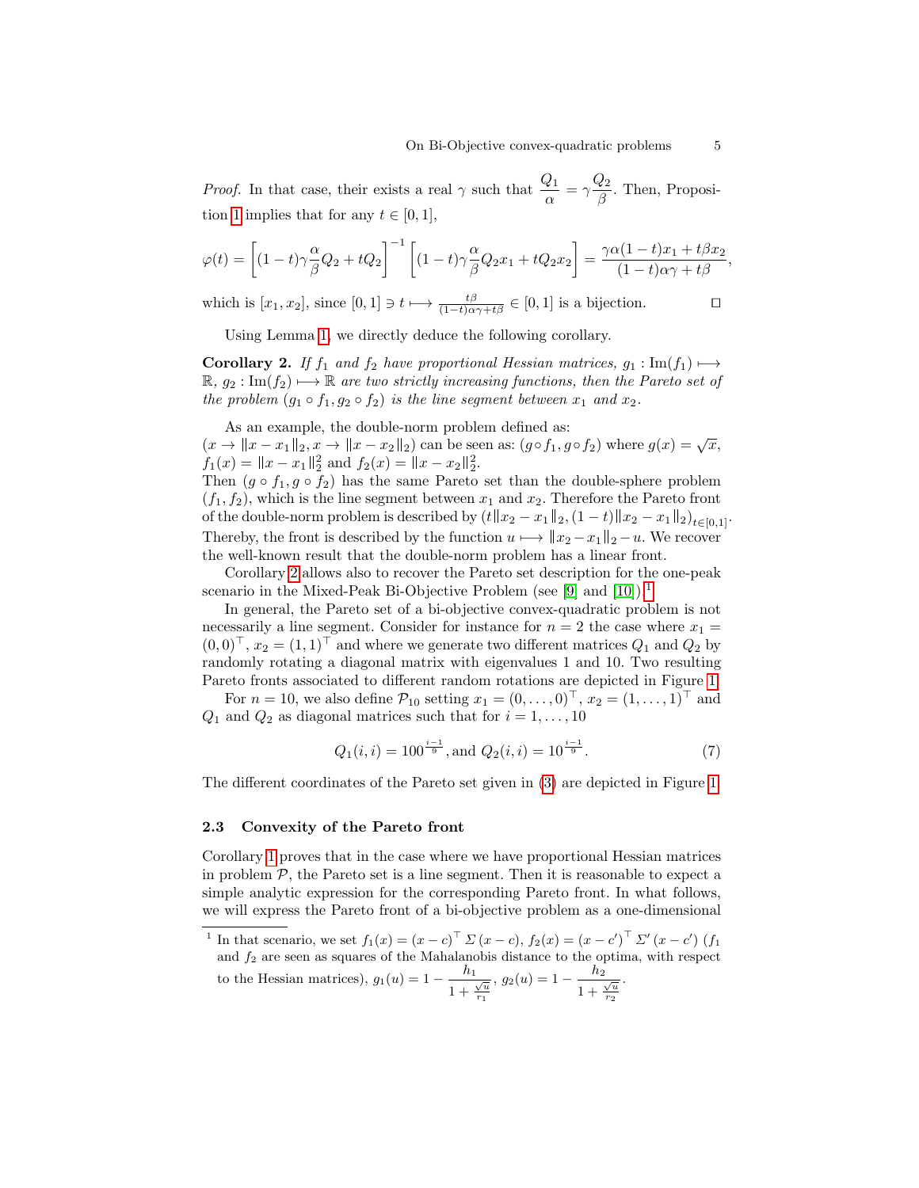*Proof.* In that case, their exists a real $\gamma$ such that $\dfrac{Q_1}{\alpha} = \gamma \dfrac{Q_2}{\beta}$. Then, Proposition 1 implies that for any $t \in [0,1]$,

$$\varphi(t) = \left[(1-t)\gamma\frac{\alpha}{\beta}Q_2 + tQ_2\right]^{-1}\left[(1-t)\gamma\frac{\alpha}{\beta}Q_2x_1 + tQ_2x_2\right] = \frac{\gamma\alpha(1-t)x_1 + t\beta x_2}{(1-t)\alpha\gamma + t\beta},$$

which is $[x_1, x_2]$, since $[0,1] \ni t \longmapsto \frac{t\beta}{(1-t)\alpha\gamma + t\beta} \in [0,1]$ is a bijection. □

Using Lemma 1, we directly deduce the following corollary.

**Corollary 2.** *If $f_1$ and $f_2$ have proportional Hessian matrices, $g_1 : \mathrm{Im}(f_1) \longmapsto \mathbb{R}$, $g_2 : \mathrm{Im}(f_2) \longmapsto \mathbb{R}$ are two strictly increasing functions, then the Pareto set of the problem $(g_1 \circ f_1, g_2 \circ f_2)$ is the line segment between $x_1$ and $x_2$.*

As an example, the double-norm problem defined as:
$(x \to \|x - x_1\|_2, x \to \|x - x_2\|_2)$ can be seen as: $(g \circ f_1, g \circ f_2)$ where $g(x) = \sqrt{x}$, $f_1(x) = \|x - x_1\|_2^2$ and $f_2(x) = \|x - x_2\|_2^2$.
Then $(g \circ f_1, g \circ f_2)$ has the same Pareto set than the double-sphere problem $(f_1, f_2)$, which is the line segment between $x_1$ and $x_2$. Therefore the Pareto front of the double-norm problem is described by $(t\|x_2 - x_1\|_2, (1-t)\|x_2 - x_1\|_2)_{t\in[0,1]}$. Thereby, the front is described by the function $u \longmapsto \|x_2 - x_1\|_2 - u$. We recover the well-known result that the double-norm problem has a linear front.

Corollary 2 allows also to recover the Pareto set description for the one-peak scenario in the Mixed-Peak Bi-Objective Problem (see [9] and [10]).[1]

In general, the Pareto set of a bi-objective convex-quadratic problem is not necessarily a line segment. Consider for instance for $n = 2$ the case where $x_1 = (0,0)^\top$, $x_2 = (1,1)^\top$ and where we generate two different matrices $Q_1$ and $Q_2$ by randomly rotating a diagonal matrix with eigenvalues 1 and 10. Two resulting Pareto fronts associated to different random rotations are depicted in Figure 1.

For $n = 10$, we also define $\mathcal{P}_{10}$ setting $x_1 = (0,\ldots,0)^\top$, $x_2 = (1,\ldots,1)^\top$ and $Q_1$ and $Q_2$ as diagonal matrices such that for $i = 1,\ldots,10$

$$Q_1(i,i) = 100^{\frac{i-1}{9}}, \text{and } Q_2(i,i) = 10^{\frac{i-1}{9}}. \tag{7}$$

The different coordinates of the Pareto set given in (3) are depicted in Figure 1.

### 2.3 Convexity of the Pareto front

Corollary 1 proves that in the case where we have proportional Hessian matrices in problem $\mathcal{P}$, the Pareto set is a line segment. Then it is reasonable to expect a simple analytic expression for the corresponding Pareto front. In what follows, we will express the Pareto front of a bi-objective problem as a one-dimensional

---

[1] In that scenario, we set $f_1(x) = (x - c)^\top \Sigma\,(x - c)$, $f_2(x) = (x - c')^\top \Sigma'\,(x - c')$ ($f_1$ and $f_2$ are seen as squares of the Mahalanobis distance to the optima, with respect to the Hessian matrices), $g_1(u) = 1 - \dfrac{h_1}{1 + \frac{\sqrt{u}}{r_1}}$, $g_2(u) = 1 - \dfrac{h_2}{1 + \frac{\sqrt{u}}{r_2}}$.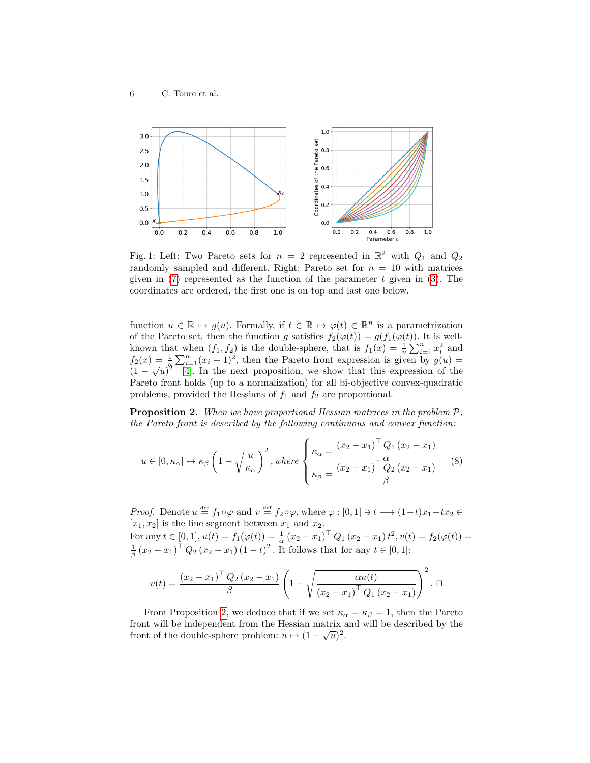Fig. 1: Left: Two Pareto sets for $n = 2$ represented in $\mathbb{R}^2$ with $Q_1$ and $Q_2$ randomly sampled and different. Right: Pareto set for $n = 10$ with matrices given in (7) represented as the function of the parameter $t$ given in (3). The coordinates are ordered, the first one is on top and last one below.

function $u \in \mathbb{R} \mapsto g(u)$. Formally, if $t \in \mathbb{R} \mapsto \varphi(t) \in \mathbb{R}^n$ is a parametrization of the Pareto set, then the function $g$ satisfies $f_2(\varphi(t)) = g(f_1(\varphi(t)))$. It is well-known that when $(f_1, f_2)$ is the double-sphere, that is $f_1(x) = \frac{1}{n}\sum_{i=1}^n x_i^2$ and $f_2(x) = \frac{1}{n}\sum_{i=1}^n (x_i - 1)^2$, then the Pareto front expression is given by $g(u) = (1 - \sqrt{u})^2$ [4]. In the next proposition, we show that this expression of the Pareto front holds (up to a normalization) for all bi-objective convex-quadratic problems, provided the Hessians of $f_1$ and $f_2$ are proportional.

**Proposition 2.** *When we have proportional Hessian matrices in the problem $\mathcal{P}$, the Pareto front is described by the following continuous and convex function:*

$$u \in [0, \kappa_\alpha] \mapsto \kappa_\beta \left(1 - \sqrt{\frac{u}{\kappa_\alpha}}\right)^2, \text{ where } \begin{cases} \kappa_\alpha = \dfrac{(x_2 - x_1)^\top Q_1 (x_2 - x_1)}{\alpha} \\ \kappa_\beta = \dfrac{(x_2 - x_1)^\top Q_2 (x_2 - x_1)}{\beta} \end{cases} \tag{8}$$

*Proof.* Denote $u \stackrel{\text{def}}{=} f_1 \circ \varphi$ and $v \stackrel{\text{def}}{=} f_2 \circ \varphi$, where $\varphi : [0, 1] \ni t \longmapsto (1-t)x_1 + t x_2 \in [x_1, x_2]$ is the line segment between $x_1$ and $x_2$.
For any $t \in [0, 1]$, $u(t) = f_1(\varphi(t)) = \frac{1}{\alpha}(x_2 - x_1)^\top Q_1 (x_2 - x_1) t^2$, $v(t) = f_2(\varphi(t)) = \frac{1}{\beta}(x_2 - x_1)^\top Q_2 (x_2 - x_1)(1 - t)^2$. It follows that for any $t \in [0, 1]$:

$$v(t) = \frac{(x_2 - x_1)^\top Q_2 (x_2 - x_1)}{\beta} \left(1 - \sqrt{\frac{\alpha u(t)}{(x_2 - x_1)^\top Q_1 (x_2 - x_1)}}\right)^2 . \square$$

From Proposition 2, we deduce that if we set $\kappa_\alpha = \kappa_\beta = 1$, then the Pareto front will be independent from the Hessian matrix and will be described by the front of the double-sphere problem: $u \mapsto (1 - \sqrt{u})^2$.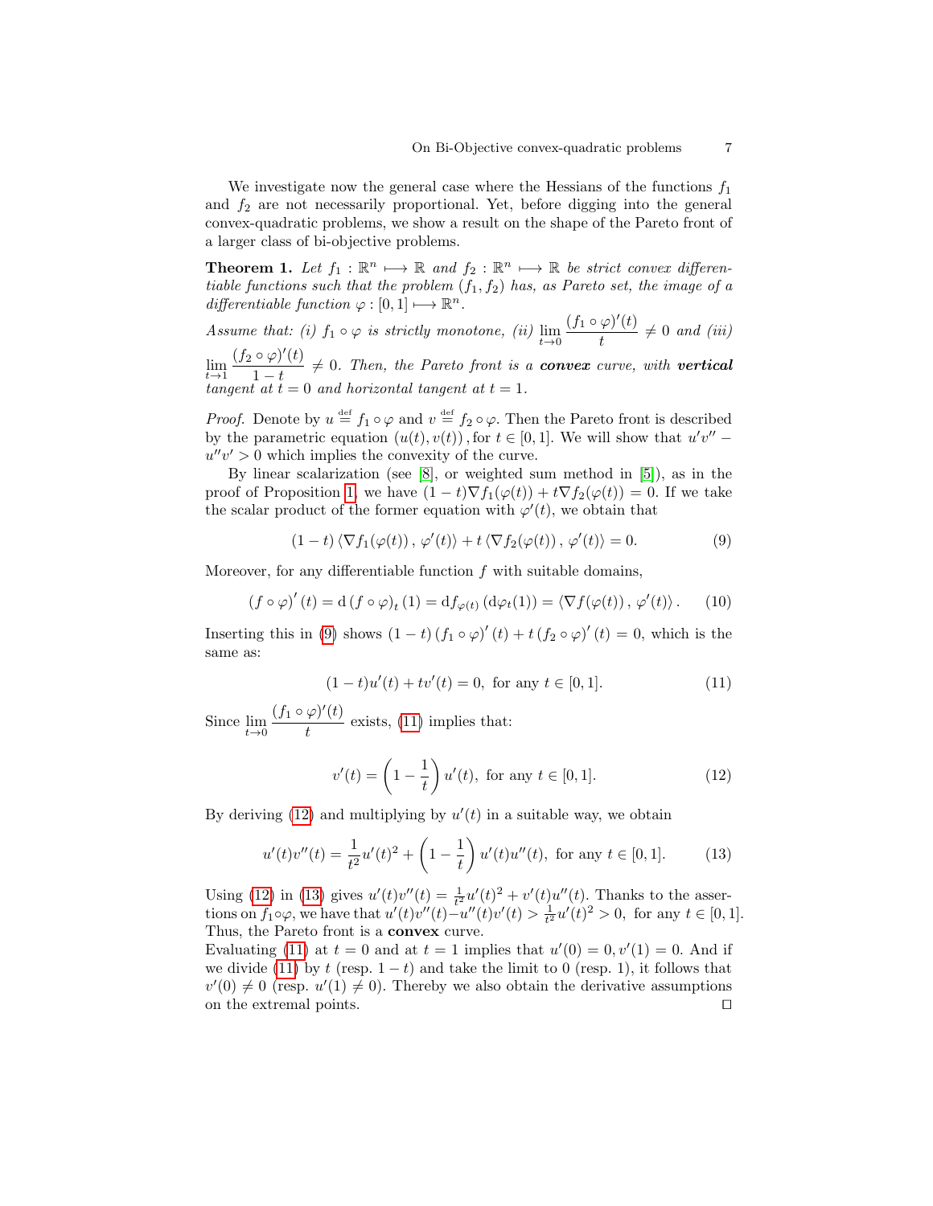We investigate now the general case where the Hessians of the functions $f_1$ and $f_2$ are not necessarily proportional. Yet, before digging into the general convex-quadratic problems, we show a result on the shape of the Pareto front of a larger class of bi-objective problems.

**Theorem 1.** *Let $f_1 : \mathbb{R}^n \longmapsto \mathbb{R}$ and $f_2 : \mathbb{R}^n \longmapsto \mathbb{R}$ be strict convex differentiable functions such that the problem $(f_1, f_2)$ has, as Pareto set, the image of a differentiable function $\varphi : [0,1] \longmapsto \mathbb{R}^n$.*

*Assume that: (i) $f_1 \circ \varphi$ is strictly monotone, (ii) $\lim_{t\to 0} \dfrac{(f_1\circ\varphi)'(t)}{t} \neq 0$ and (iii) $\lim_{t\to 1} \dfrac{(f_2\circ\varphi)'(t)}{1-t} \neq 0$. Then, the Pareto front is a **convex** curve, with **vertical** tangent at $t = 0$ and horizontal tangent at $t = 1$.*

*Proof.* Denote by $u \overset{\text{def}}{=} f_1 \circ \varphi$ and $v \overset{\text{def}}{=} f_2 \circ \varphi$. Then the Pareto front is described by the parametric equation $(u(t), v(t))$, for $t \in [0,1]$. We will show that $u'v'' - u''v' > 0$ which implies the convexity of the curve.

By linear scalarization (see [8], or weighted sum method in [5]), as in the proof of Proposition 1, we have $(1-t)\nabla f_1(\varphi(t)) + t\nabla f_2(\varphi(t)) = 0$. If we take the scalar product of the former equation with $\varphi'(t)$, we obtain that

$$(1-t)\left\langle \nabla f_1(\varphi(t))\,,\, \varphi'(t)\right\rangle + t\left\langle \nabla f_2(\varphi(t))\,,\, \varphi'(t)\right\rangle = 0. \tag{9}$$

Moreover, for any differentiable function $f$ with suitable domains,

$$(f\circ\varphi)'(t) = \mathrm{d}\,(f\circ\varphi)_t\,(1) = \mathrm{d}f_{\varphi(t)}\,(\mathrm{d}\varphi_t(1)) = \left\langle \nabla f(\varphi(t))\,,\, \varphi'(t)\right\rangle. \tag{10}$$

Inserting this in (9) shows $(1-t)\,(f_1\circ\varphi)'(t) + t\,(f_2\circ\varphi)'(t) = 0$, which is the same as:

$$(1-t)u'(t) + tv'(t) = 0, \text{ for any } t \in [0,1]. \tag{11}$$

Since $\lim_{t\to 0} \dfrac{(f_1\circ\varphi)'(t)}{t}$ exists, (11) implies that:

$$v'(t) = \left(1 - \frac{1}{t}\right)u'(t), \text{ for any } t \in [0,1]. \tag{12}$$

By deriving (12) and multiplying by $u'(t)$ in a suitable way, we obtain

$$u'(t)v''(t) = \frac{1}{t^2}u'(t)^2 + \left(1 - \frac{1}{t}\right)u'(t)u''(t), \text{ for any } t \in [0,1]. \tag{13}$$

Using (12) in (13) gives $u'(t)v''(t) = \frac{1}{t^2}u'(t)^2 + v'(t)u''(t)$. Thanks to the assertions on $f_1\circ\varphi$, we have that $u'(t)v''(t) - u''(t)v'(t) > \frac{1}{t^2}u'(t)^2 > 0$, for any $t \in [0,1]$. Thus, the Pareto front is a **convex** curve.

Evaluating (11) at $t = 0$ and at $t = 1$ implies that $u'(0) = 0, v'(1) = 0$. And if we divide (11) by $t$ (resp. $1-t$) and take the limit to 0 (resp. 1), it follows that $v'(0) \neq 0$ (resp. $u'(1) \neq 0$). Thereby we also obtain the derivative assumptions on the extremal points. □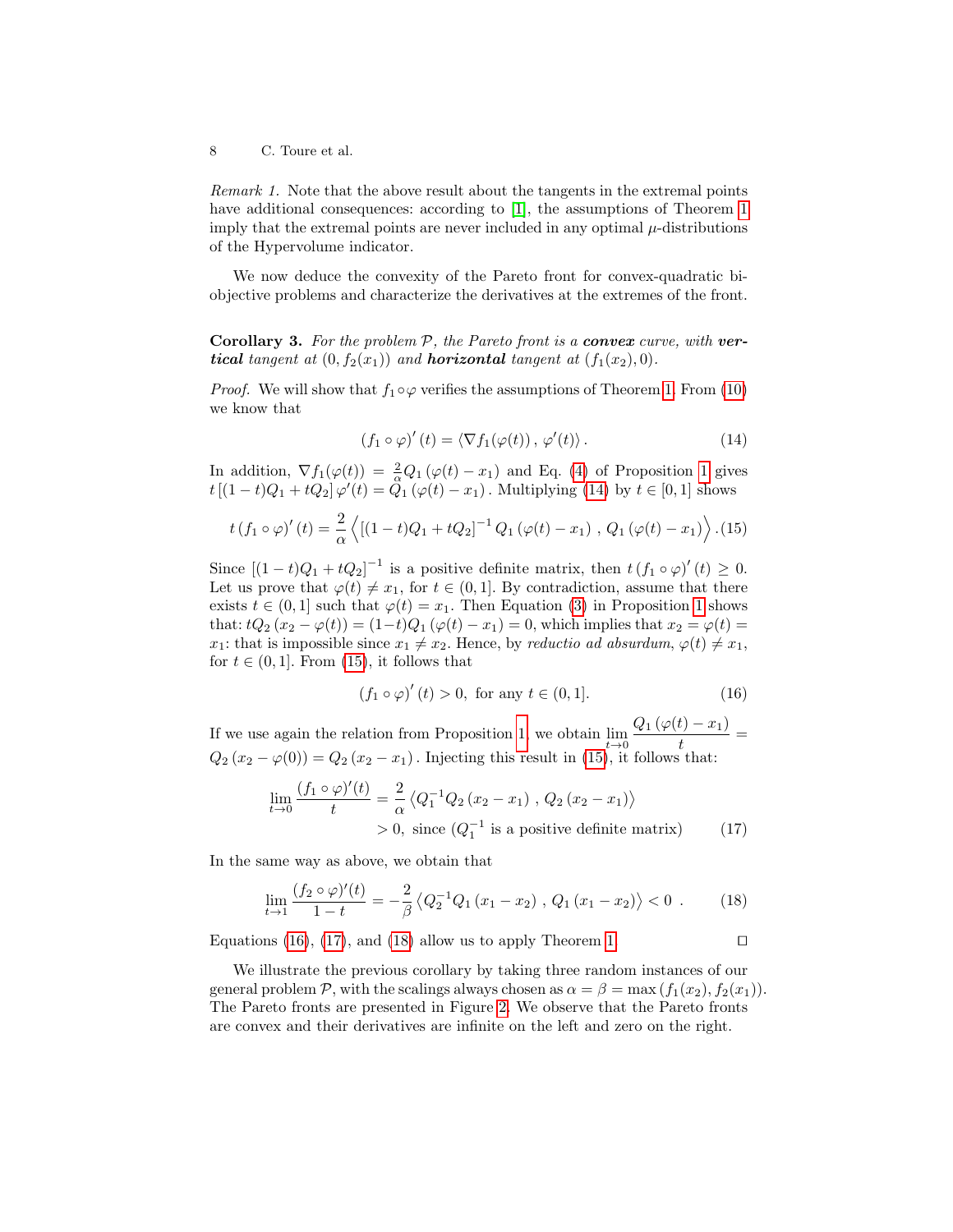*Remark 1.* Note that the above result about the tangents in the extremal points have additional consequences: according to [1], the assumptions of Theorem 1 imply that the extremal points are never included in any optimal $\mu$-distributions of the Hypervolume indicator.

We now deduce the convexity of the Pareto front for convex-quadratic bi-objective problems and characterize the derivatives at the extremes of the front.

**Corollary 3.** *For the problem $\mathcal{P}$, the Pareto front is a* ***convex*** *curve, with* ***vertical*** *tangent at $(0, f_2(x_1))$ and* ***horizontal*** *tangent at $(f_1(x_2), 0)$.*

*Proof.* We will show that $f_1 \circ \varphi$ verifies the assumptions of Theorem 1. From (10) we know that

$$(f_1 \circ \varphi)'(t) = \langle \nabla f_1(\varphi(t)) \, , \, \varphi'(t) \rangle \, . \tag{14}$$

In addition, $\nabla f_1(\varphi(t)) = \frac{2}{\alpha} Q_1 (\varphi(t) - x_1)$ and Eq. (4) of Proposition 1 gives $t \left[(1-t)Q_1 + tQ_2\right] \varphi'(t) = Q_1 (\varphi(t) - x_1)$. Multiplying (14) by $t \in [0, 1]$ shows

$$t \, (f_1 \circ \varphi)'(t) = \frac{2}{\alpha} \left\langle \left[(1-t)Q_1 + tQ_2\right]^{-1} Q_1 (\varphi(t) - x_1) \, , \, Q_1 (\varphi(t) - x_1) \right\rangle . \tag{15}$$

Since $\left[(1-t)Q_1 + tQ_2\right]^{-1}$ is a positive definite matrix, then $t \, (f_1 \circ \varphi)'(t) \geq 0$. Let us prove that $\varphi(t) \neq x_1$, for $t \in (0, 1]$. By contradiction, assume that there exists $t \in (0, 1]$ such that $\varphi(t) = x_1$. Then Equation (3) in Proposition 1 shows that: $tQ_2 (x_2 - \varphi(t)) = (1-t) Q_1 (\varphi(t) - x_1) = 0$, which implies that $x_2 = \varphi(t) = x_1$: that is impossible since $x_1 \neq x_2$. Hence, by *reductio ad absurdum*, $\varphi(t) \neq x_1$, for $t \in (0, 1]$. From (15), it follows that

$$(f_1 \circ \varphi)'(t) > 0, \text{ for any } t \in (0, 1]. \tag{16}$$

If we use again the relation from Proposition 1, we obtain $\lim\limits_{t \to 0} \dfrac{Q_1 (\varphi(t) - x_1)}{t} = Q_2 (x_2 - \varphi(0)) = Q_2 (x_2 - x_1)$. Injecting this result in (15), it follows that:

$$\begin{aligned} \lim_{t \to 0} \frac{(f_1 \circ \varphi)'(t)}{t} &= \frac{2}{\alpha} \left\langle Q_1^{-1} Q_2 (x_2 - x_1) \, , \, Q_2 (x_2 - x_1) \right\rangle \\ &> 0, \text{ since } (Q_1^{-1} \text{ is a positive definite matrix}) \end{aligned} \tag{17}$$

In the same way as above, we obtain that

$$\lim_{t \to 1} \frac{(f_2 \circ \varphi)'(t)}{1-t} = -\frac{2}{\beta} \left\langle Q_2^{-1} Q_1 (x_1 - x_2) \, , \, Q_1 (x_1 - x_2) \right\rangle < 0 \ . \tag{18}$$

Equations (16), (17), and (18) allow us to apply Theorem 1. $\square$

We illustrate the previous corollary by taking three random instances of our general problem $\mathcal{P}$, with the scalings always chosen as $\alpha = \beta = \max(f_1(x_2), f_2(x_1))$. The Pareto fronts are presented in Figure 2. We observe that the Pareto fronts are convex and their derivatives are infinite on the left and zero on the right.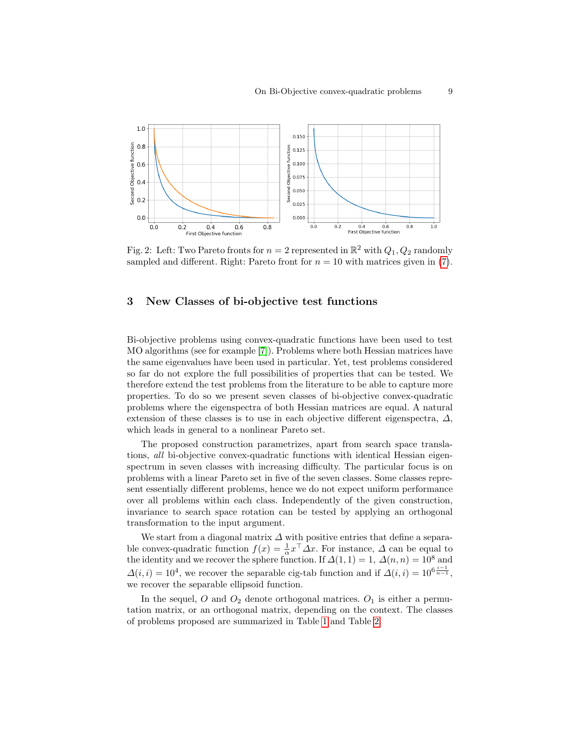Fig. 2: Left: Two Pareto fronts for $n = 2$ represented in $\mathbb{R}^2$ with $Q_1, Q_2$ randomly sampled and different. Right: Pareto front for $n = 10$ with matrices given in (7).

## 3 New Classes of bi-objective test functions

Bi-objective problems using convex-quadratic functions have been used to test MO algorithms (see for example [7]). Problems where both Hessian matrices have the same eigenvalues have been used in particular. Yet, test problems considered so far do not explore the full possibilities of properties that can be tested. We therefore extend the test problems from the literature to be able to capture more properties. To do so we present seven classes of bi-objective convex-quadratic problems where the eigenspectra of both Hessian matrices are equal. A natural extension of these classes is to use in each objective different eigenspectra, $\Delta$, which leads in general to a nonlinear Pareto set.

The proposed construction parametrizes, apart from search space translations, *all* bi-objective convex-quadratic functions with identical Hessian eigenspectrum in seven classes with increasing difficulty. The particular focus is on problems with a linear Pareto set in five of the seven classes. Some classes represent essentially different problems, hence we do not expect uniform performance over all problems within each class. Independently of the given construction, invariance to search space rotation can be tested by applying an orthogonal transformation to the input argument.

We start from a diagonal matrix $\Delta$ with positive entries that define a separable convex-quadratic function $f(x) = \frac{1}{\alpha} x^\top \Delta x$. For instance, $\Delta$ can be equal to the identity and we recover the sphere function. If $\Delta(1,1) = 1$, $\Delta(n,n) = 10^8$ and $\Delta(i,i) = 10^4$, we recover the separable cig-tab function and if $\Delta(i,i) = 10^{6\frac{i-1}{n-1}}$, we recover the separable ellipsoid function.

In the sequel, $O$ and $O_2$ denote orthogonal matrices. $O_1$ is either a permutation matrix, or an orthogonal matrix, depending on the context. The classes of problems proposed are summarized in Table 1 and Table 2.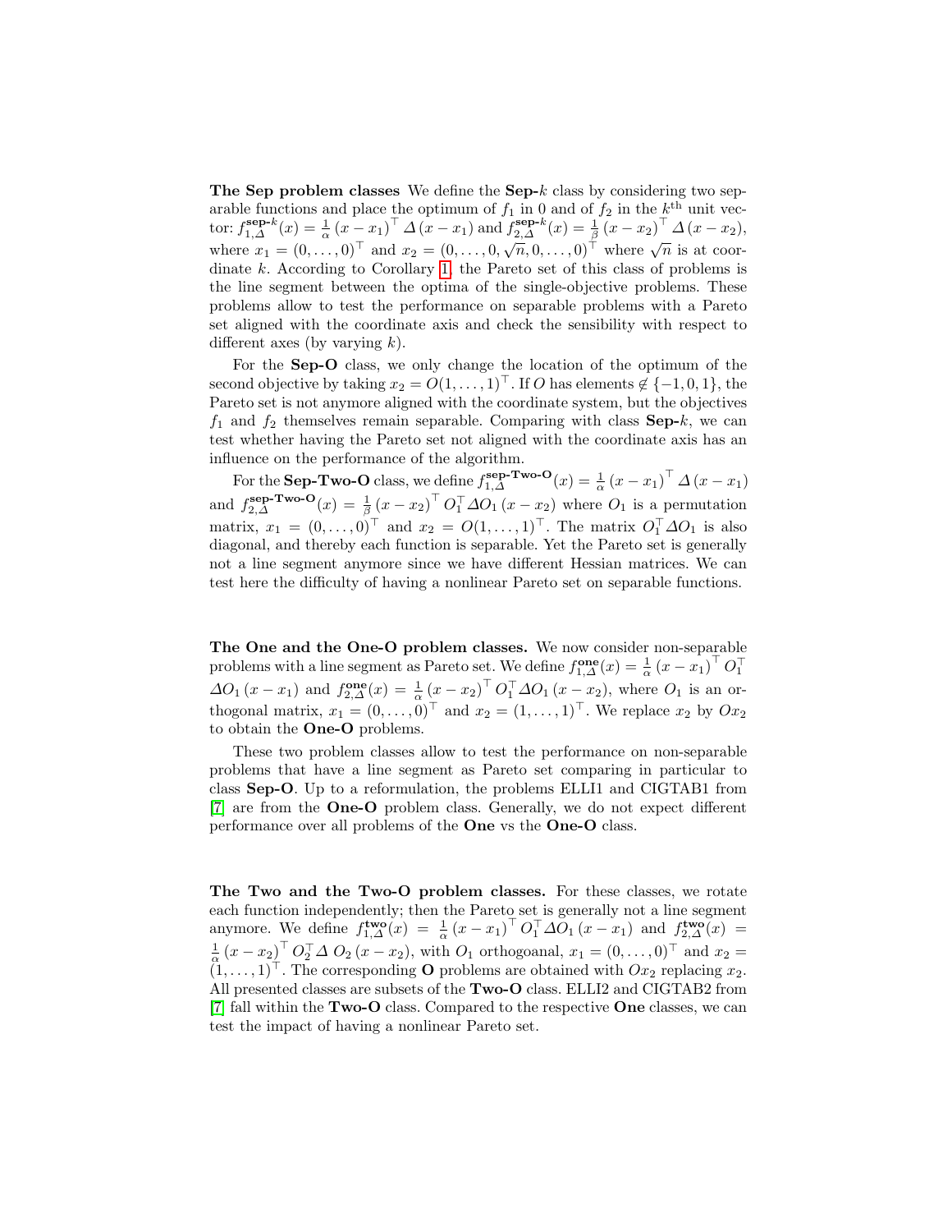**The Sep problem classes** We define the **Sep-**$k$ class by considering two separable functions and place the optimum of $f_1$ in 0 and of $f_2$ in the $k^{\text{th}}$ unit vector: $f_{1,\Delta}^{\mathbf{sep}\text{-}k}(x) = \frac{1}{\alpha}\left(x - x_1\right)^\top \Delta \left(x - x_1\right)$ and $f_{2,\Delta}^{\mathbf{sep}\text{-}k}(x) = \frac{1}{\beta}\left(x - x_2\right)^\top \Delta \left(x - x_2\right)$, where $x_1 = (0, \ldots, 0)^\top$ and $x_2 = (0, \ldots, 0, \sqrt{n}, 0, \ldots, 0)^\top$ where $\sqrt{n}$ is at coordinate $k$. According to Corollary 1, the Pareto set of this class of problems is the line segment between the optima of the single-objective problems. These problems allow to test the performance on separable problems with a Pareto set aligned with the coordinate axis and check the sensibility with respect to different axes (by varying $k$).

For the **Sep-O** class, we only change the location of the optimum of the second objective by taking $x_2 = O(1, \ldots, 1)^\top$. If $O$ has elements $\notin \{-1, 0, 1\}$, the Pareto set is not anymore aligned with the coordinate system, but the objectives $f_1$ and $f_2$ themselves remain separable. Comparing with class **Sep-**$k$, we can test whether having the Pareto set not aligned with the coordinate axis has an influence on the performance of the algorithm.

For the **Sep-Two-O** class, we define $f_{1,\Delta}^{\mathbf{sep\text{-}Two\text{-}O}}(x) = \frac{1}{\alpha}\left(x - x_1\right)^\top \Delta \left(x - x_1\right)$ and $f_{2,\Delta}^{\mathbf{sep\text{-}Two\text{-}O}}(x) = \frac{1}{\beta}\left(x - x_2\right)^\top O_1^\top \Delta O_1 \left(x - x_2\right)$ where $O_1$ is a permutation matrix, $x_1 = (0, \ldots, 0)^\top$ and $x_2 = O(1, \ldots, 1)^\top$. The matrix $O_1^\top \Delta O_1$ is also diagonal, and thereby each function is separable. Yet the Pareto set is generally not a line segment anymore since we have different Hessian matrices. We can test here the difficulty of having a nonlinear Pareto set on separable functions.

**The One and the One-O problem classes.** We now consider non-separable problems with a line segment as Pareto set. We define $f_{1,\Delta}^{\mathbf{one}}(x) = \frac{1}{\alpha}\left(x - x_1\right)^\top O_1^\top \Delta O_1 \left(x - x_1\right)$ and $f_{2,\Delta}^{\mathbf{one}}(x) = \frac{1}{\alpha}\left(x - x_2\right)^\top O_1^\top \Delta O_1 \left(x - x_2\right)$, where $O_1$ is an orthogonal matrix, $x_1 = (0, \ldots, 0)^\top$ and $x_2 = (1, \ldots, 1)^\top$. We replace $x_2$ by $Ox_2$ to obtain the **One-O** problems.

These two problem classes allow to test the performance on non-separable problems that have a line segment as Pareto set comparing in particular to class **Sep-O**. Up to a reformulation, the problems ELLI1 and CIGTAB1 from [7] are from the **One-O** problem class. Generally, we do not expect different performance over all problems of the **One** vs the **One-O** class.

**The Two and the Two-O problem classes.** For these classes, we rotate each function independently; then the Pareto set is generally not a line segment anymore. We define $f_{1,\Delta}^{\mathbf{two}}(x) = \frac{1}{\alpha}\left(x - x_1\right)^\top O_1^\top \Delta O_1 \left(x - x_1\right)$ and $f_{2,\Delta}^{\mathbf{two}}(x) = \frac{1}{\alpha}\left(x - x_2\right)^\top O_2^\top \Delta\, O_2 \left(x - x_2\right)$, with $O_1$ orthogoanal, $x_1 = (0, \ldots, 0)^\top$ and $x_2 = (1, \ldots, 1)^\top$. The corresponding **O** problems are obtained with $Ox_2$ replacing $x_2$. All presented classes are subsets of the **Two-O** class. ELLI2 and CIGTAB2 from [7] fall within the **Two-O** class. Compared to the respective **One** classes, we can test the impact of having a nonlinear Pareto set.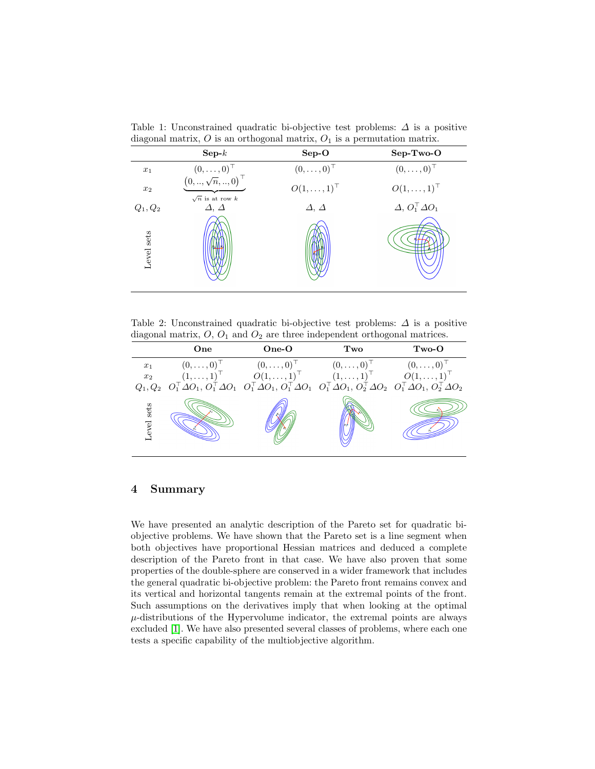Table 1: Unconstrained quadratic bi-objective test problems: $\Delta$ is a positive diagonal matrix, $O$ is an orthogonal matrix, $O_1$ is a permutation matrix.

| | **Sep-$k$** | **Sep-O** | **Sep-Two-O** |
|---|---|---|---|
| $x_1$ | $(0,\dots,0)^\top$ | $(0,\dots,0)^\top$ | $(0,\dots,0)^\top$ |
| $x_2$ | $\underbrace{(0,..,\sqrt{n},..,0)^\top}_{\sqrt{n}\text{ is at row }k}$ | $O(1,\dots,1)^\top$ | $O(1,\dots,1)^\top$ |
| $Q_1, Q_2$ | $\Delta$, $\Delta$ | $\Delta$, $\Delta$ | $\Delta$, $O_1^\top \Delta O_1$ |
| Level sets | | | |

Table 2: Unconstrained quadratic bi-objective test problems: $\Delta$ is a positive diagonal matrix, $O$, $O_1$ and $O_2$ are three independent orthogonal matrices.

| | **One** | **One-O** | **Two** | **Two-O** |
|---|---|---|---|---|
| $x_1$ | $(0,\dots,0)^\top$ | $(0,\dots,0)^\top$ | $(0,\dots,0)^\top$ | $(0,\dots,0)^\top$ |
| $x_2$ | $(1,\dots,1)^\top$ | $O(1,\dots,1)^\top$ | $(1,\dots,1)^\top$ | $O(1,\dots,1)^\top$ |
| $Q_1, Q_2$ | $O_1^\top \Delta O_1$, $O_1^\top \Delta O_1$ | $O_1^\top \Delta O_1$, $O_1^\top \Delta O_1$ | $O_1^\top \Delta O_1$, $O_2^\top \Delta O_2$ | $O_1^\top \Delta O_1$, $O_2^\top \Delta O_2$ |
| Level sets | | | | |

## 4 Summary

We have presented an analytic description of the Pareto set for quadratic bi-objective problems. We have shown that the Pareto set is a line segment when both objectives have proportional Hessian matrices and deduced a complete description of the Pareto front in that case. We have also proven that some properties of the double-sphere are conserved in a wider framework that includes the general quadratic bi-objective problem: the Pareto front remains convex and its vertical and horizontal tangents remain at the extremal points of the front. Such assumptions on the derivatives imply that when looking at the optimal $\mu$-distributions of the Hypervolume indicator, the extremal points are always excluded [1]. We have also presented several classes of problems, where each one tests a specific capability of the multiobjective algorithm.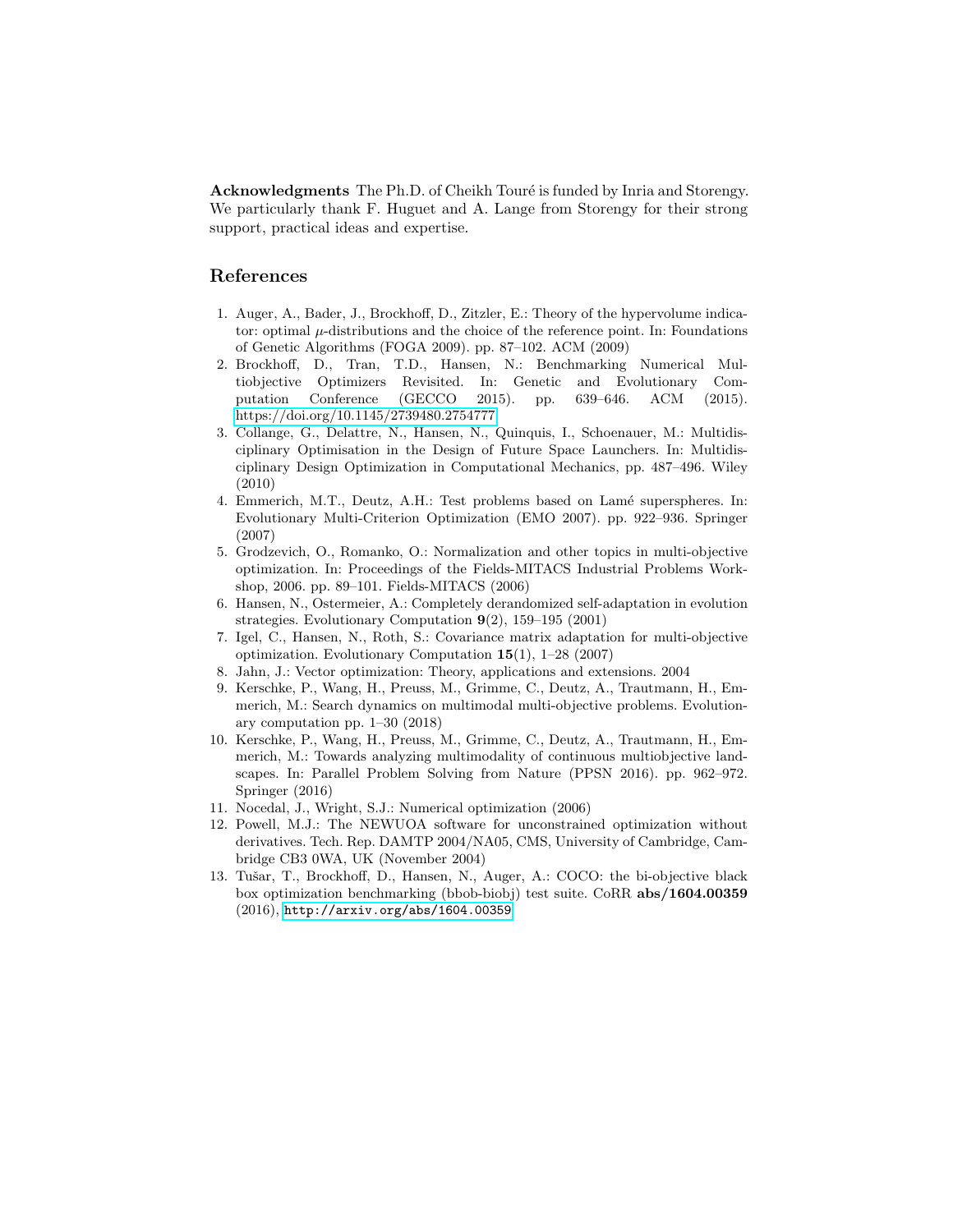**Acknowledgments** The Ph.D. of Cheikh Touré is funded by Inria and Storengy. We particularly thank F. Huguet and A. Lange from Storengy for their strong support, practical ideas and expertise.

## References

1. Auger, A., Bader, J., Brockhoff, D., Zitzler, E.: Theory of the hypervolume indicator: optimal $\mu$-distributions and the choice of the reference point. In: Foundations of Genetic Algorithms (FOGA 2009). pp. 87–102. ACM (2009)
2. Brockhoff, D., Tran, T.D., Hansen, N.: Benchmarking Numerical Multiobjective Optimizers Revisited. In: Genetic and Evolutionary Computation Conference (GECCO 2015). pp. 639–646. ACM (2015). https://doi.org/10.1145/2739480.2754777
3. Collange, G., Delattre, N., Hansen, N., Quinquis, I., Schoenauer, M.: Multidisciplinary Optimisation in the Design of Future Space Launchers. In: Multidisciplinary Design Optimization in Computational Mechanics, pp. 487–496. Wiley (2010)
4. Emmerich, M.T., Deutz, A.H.: Test problems based on Lamé superspheres. In: Evolutionary Multi-Criterion Optimization (EMO 2007). pp. 922–936. Springer (2007)
5. Grodzevich, O., Romanko, O.: Normalization and other topics in multi-objective optimization. In: Proceedings of the Fields-MITACS Industrial Problems Workshop, 2006. pp. 89–101. Fields-MITACS (2006)
6. Hansen, N., Ostermeier, A.: Completely derandomized self-adaptation in evolution strategies. Evolutionary Computation **9**(2), 159–195 (2001)
7. Igel, C., Hansen, N., Roth, S.: Covariance matrix adaptation for multi-objective optimization. Evolutionary Computation **15**(1), 1–28 (2007)
8. Jahn, J.: Vector optimization: Theory, applications and extensions. 2004
9. Kerschke, P., Wang, H., Preuss, M., Grimme, C., Deutz, A., Trautmann, H., Emmerich, M.: Search dynamics on multimodal multi-objective problems. Evolutionary computation pp. 1–30 (2018)
10. Kerschke, P., Wang, H., Preuss, M., Grimme, C., Deutz, A., Trautmann, H., Emmerich, M.: Towards analyzing multimodality of continuous multiobjective landscapes. In: Parallel Problem Solving from Nature (PPSN 2016). pp. 962–972. Springer (2016)
11. Nocedal, J., Wright, S.J.: Numerical optimization (2006)
12. Powell, M.J.: The NEWUOA software for unconstrained optimization without derivatives. Tech. Rep. DAMTP 2004/NA05, CMS, University of Cambridge, Cambridge CB3 0WA, UK (November 2004)
13. Tušar, T., Brockhoff, D., Hansen, N., Auger, A.: COCO: the bi-objective black box optimization benchmarking (bbob-biobj) test suite. CoRR **abs/1604.00359** (2016), `http://arxiv.org/abs/1604.00359`